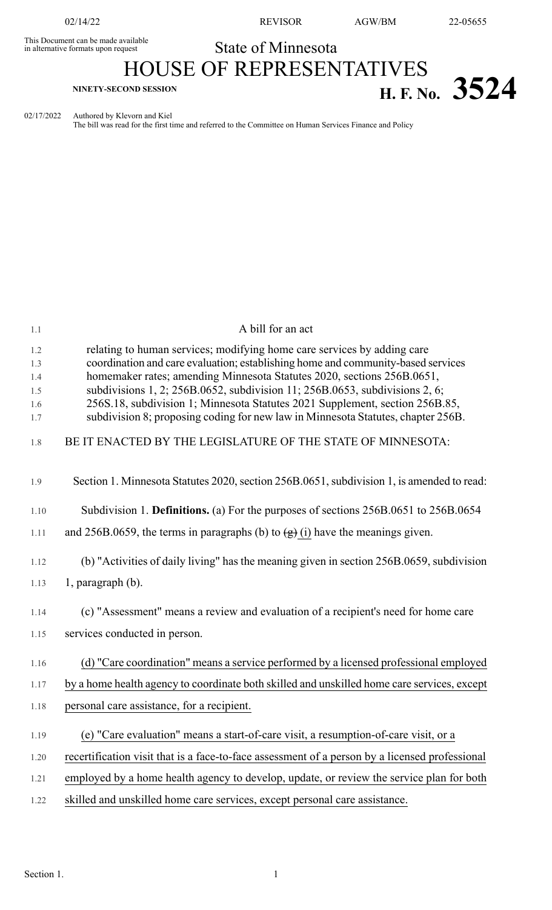This Document can be made available in alternative formats upon request

State of Minnesota

# HOUSE OF REPRESENTATIVES

**NINETY-SECOND SESSION**

**H. F. No. 3524**

02/17/2022 Authored by Klevorn and Kiel

The bill was read for the first time and referred to the Committee on Human Services Finance and Policy

A bill for an act

relating to human services; modifying home care services by adding care coordination and care evaluation; establishing home and community-based services homemaker rates; amending Minnesota Statutes 2020, sections 256B.0651, subdivisions 1, 2; 256B.0652, subdivision 11; 256B.0653, subdivisions 2, 6; 256S.18, subdivision 1; Minnesota Statutes 2021 Supplement, section 256B.85, subdivision 8; proposing coding for new law in Minnesota Statutes, chapter 256B.

BE IT ENACTED BY THE LEGISLATURE OF THE STATE OF MINNESOTA:

Section 1. Minnesota Statutes 2020, section 256B.0651, subdivision 1, is amended to read:

Subdivision 1. **Definitions.** (a) For the purposes of sections 256B.0651 to 256B.0654 and 256B.0659, the terms in paragraphs (b) to ~~(g)~~ (i) have the meanings given.

(b) "Activities of daily living" has the meaning given in section 256B.0659, subdivision 1, paragraph (b).

(c) "Assessment" means a review and evaluation of a recipient's need for home care services conducted in person.

(d) "Care coordination" means a service performed by a licensed professional employed by a home health agency to coordinate both skilled and unskilled home care services, except personal care assistance, for a recipient.

(e) "Care evaluation" means a start-of-care visit, a resumption-of-care visit, or a recertification visit that is a face-to-face assessment of a person by a licensed professional employed by a home health agency to develop, update, or review the service plan for both skilled and unskilled home care services, except personal care assistance.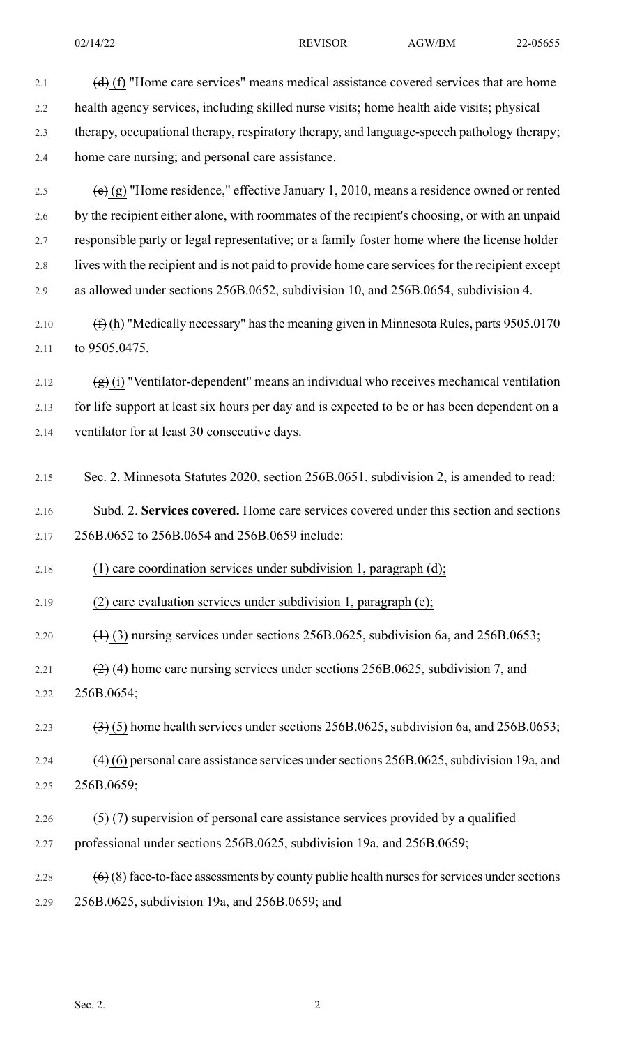~~(d)~~ (f) "Home care services" means medical assistance covered services that are home health agency services, including skilled nurse visits; home health aide visits; physical therapy, occupational therapy, respiratory therapy, and language-speech pathology therapy; home care nursing; and personal care assistance.

~~(e)~~ (g) "Home residence," effective January 1, 2010, means a residence owned or rented by the recipient either alone, with roommates of the recipient's choosing, or with an unpaid responsible party or legal representative; or a family foster home where the license holder lives with the recipient and is not paid to provide home care services for the recipient except as allowed under sections 256B.0652, subdivision 10, and 256B.0654, subdivision 4.

~~(f)~~ (h) "Medically necessary" has the meaning given in Minnesota Rules, parts 9505.0170 to 9505.0475.

~~(g)~~ (i) "Ventilator-dependent" means an individual who receives mechanical ventilation for life support at least six hours per day and is expected to be or has been dependent on a ventilator for at least 30 consecutive days.

Sec. 2. Minnesota Statutes 2020, section 256B.0651, subdivision 2, is amended to read:

Subd. 2. **Services covered.** Home care services covered under this section and sections 256B.0652 to 256B.0654 and 256B.0659 include:

(1) care coordination services under subdivision 1, paragraph (d);

(2) care evaluation services under subdivision 1, paragraph (e);

~~(1)~~ (3) nursing services under sections 256B.0625, subdivision 6a, and 256B.0653;

~~(2)~~ (4) home care nursing services under sections 256B.0625, subdivision 7, and 256B.0654;

~~(3)~~ (5) home health services under sections 256B.0625, subdivision 6a, and 256B.0653;

~~(4)~~ (6) personal care assistance services under sections 256B.0625, subdivision 19a, and 256B.0659;

~~(5)~~ (7) supervision of personal care assistance services provided by a qualified professional under sections 256B.0625, subdivision 19a, and 256B.0659;

~~(6)~~ (8) face-to-face assessments by county public health nurses for services under sections 256B.0625, subdivision 19a, and 256B.0659; and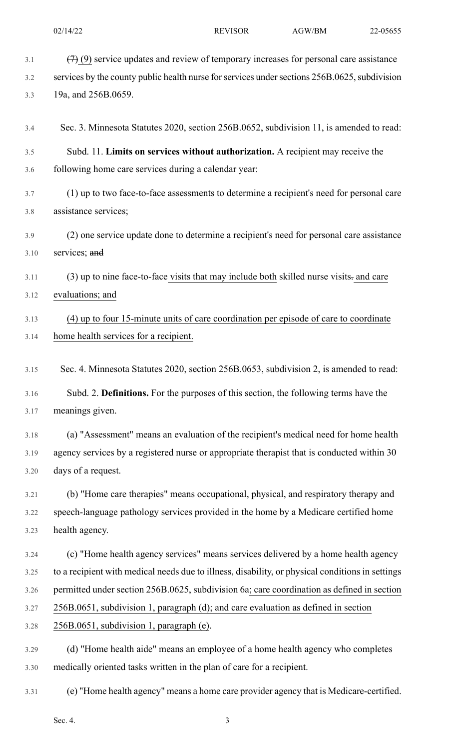~~(7)~~ (9) service updates and review of temporary increases for personal care assistance services by the county public health nurse for services under sections 256B.0625, subdivision 19a, and 256B.0659.

Sec. 3. Minnesota Statutes 2020, section 256B.0652, subdivision 11, is amended to read:

Subd. 11. **Limits on services without authorization.** A recipient may receive the following home care services during a calendar year:

(1) up to two face-to-face assessments to determine a recipient's need for personal care assistance services;

(2) one service update done to determine a recipient's need for personal care assistance services; ~~and~~

(3) up to nine face-to-face visits that may include both skilled nurse visits~~.~~ and care evaluations; and

(4) up to four 15-minute units of care coordination per episode of care to coordinate home health services for a recipient.

Sec. 4. Minnesota Statutes 2020, section 256B.0653, subdivision 2, is amended to read:

Subd. 2. **Definitions.** For the purposes of this section, the following terms have the meanings given.

(a) "Assessment" means an evaluation of the recipient's medical need for home health agency services by a registered nurse or appropriate therapist that is conducted within 30 days of a request.

(b) "Home care therapies" means occupational, physical, and respiratory therapy and speech-language pathology services provided in the home by a Medicare certified home health agency.

(c) "Home health agency services" means services delivered by a home health agency to a recipient with medical needs due to illness, disability, or physical conditions in settings permitted under section 256B.0625, subdivision 6a; care coordination as defined in section 256B.0651, subdivision 1, paragraph (d); and care evaluation as defined in section 256B.0651, subdivision 1, paragraph (e).

(d) "Home health aide" means an employee of a home health agency who completes medically oriented tasks written in the plan of care for a recipient.

(e) "Home health agency" means a home care provider agency that is Medicare-certified.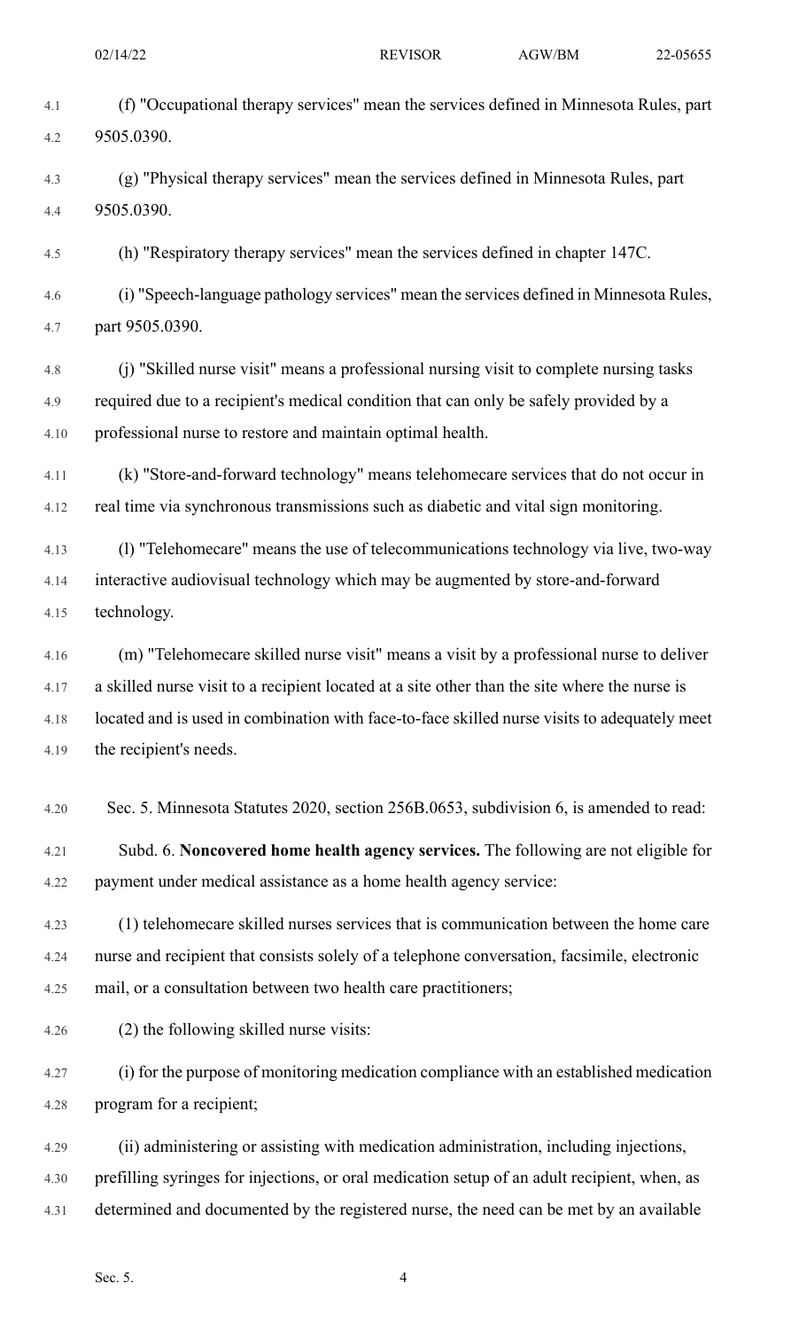(f) "Occupational therapy services" mean the services defined in Minnesota Rules, part 9505.0390.

(g) "Physical therapy services" mean the services defined in Minnesota Rules, part 9505.0390.

(h) "Respiratory therapy services" mean the services defined in chapter 147C.

(i) "Speech-language pathology services" mean the services defined in Minnesota Rules, part 9505.0390.

(j) "Skilled nurse visit" means a professional nursing visit to complete nursing tasks required due to a recipient's medical condition that can only be safely provided by a professional nurse to restore and maintain optimal health.

(k) "Store-and-forward technology" means telehomecare services that do not occur in real time via synchronous transmissions such as diabetic and vital sign monitoring.

(l) "Telehomecare" means the use of telecommunications technology via live, two-way interactive audiovisual technology which may be augmented by store-and-forward technology.

(m) "Telehomecare skilled nurse visit" means a visit by a professional nurse to deliver a skilled nurse visit to a recipient located at a site other than the site where the nurse is located and is used in combination with face-to-face skilled nurse visits to adequately meet the recipient's needs.

Sec. 5. Minnesota Statutes 2020, section 256B.0653, subdivision 6, is amended to read:

Subd. 6. **Noncovered home health agency services.** The following are not eligible for payment under medical assistance as a home health agency service:

(1) telehomecare skilled nurses services that is communication between the home care nurse and recipient that consists solely of a telephone conversation, facsimile, electronic mail, or a consultation between two health care practitioners;

(2) the following skilled nurse visits:

(i) for the purpose of monitoring medication compliance with an established medication program for a recipient;

(ii) administering or assisting with medication administration, including injections, prefilling syringes for injections, or oral medication setup of an adult recipient, when, as determined and documented by the registered nurse, the need can be met by an available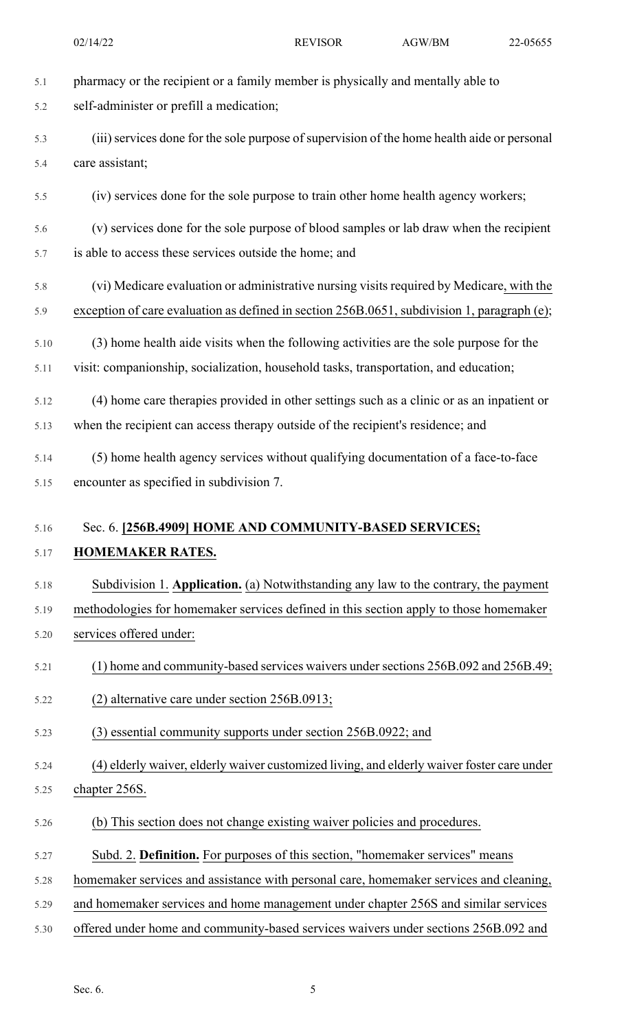pharmacy or the recipient or a family member is physically and mentally able to self-administer or prefill a medication;

(iii) services done for the sole purpose of supervision of the home health aide or personal care assistant;

(iv) services done for the sole purpose to train other home health agency workers;

(v) services done for the sole purpose of blood samples or lab draw when the recipient is able to access these services outside the home; and

(vi) Medicare evaluation or administrative nursing visits required by Medicare, with the exception of care evaluation as defined in section 256B.0651, subdivision 1, paragraph (e);

(3) home health aide visits when the following activities are the sole purpose for the visit: companionship, socialization, household tasks, transportation, and education;

(4) home care therapies provided in other settings such as a clinic or as an inpatient or when the recipient can access therapy outside of the recipient's residence; and

(5) home health agency services without qualifying documentation of a face-to-face encounter as specified in subdivision 7.

Sec. 6. **[256B.4909] HOME AND COMMUNITY-BASED SERVICES; HOMEMAKER RATES.**

Subdivision 1. **Application.** (a) Notwithstanding any law to the contrary, the payment methodologies for homemaker services defined in this section apply to those homemaker services offered under:

(1) home and community-based services waivers under sections 256B.092 and 256B.49;

(2) alternative care under section 256B.0913;

(3) essential community supports under section 256B.0922; and

(4) elderly waiver, elderly waiver customized living, and elderly waiver foster care under chapter 256S.

(b) This section does not change existing waiver policies and procedures.

Subd. 2. **Definition.** For purposes of this section, "homemaker services" means homemaker services and assistance with personal care, homemaker services and cleaning, and homemaker services and home management under chapter 256S and similar services offered under home and community-based services waivers under sections 256B.092 and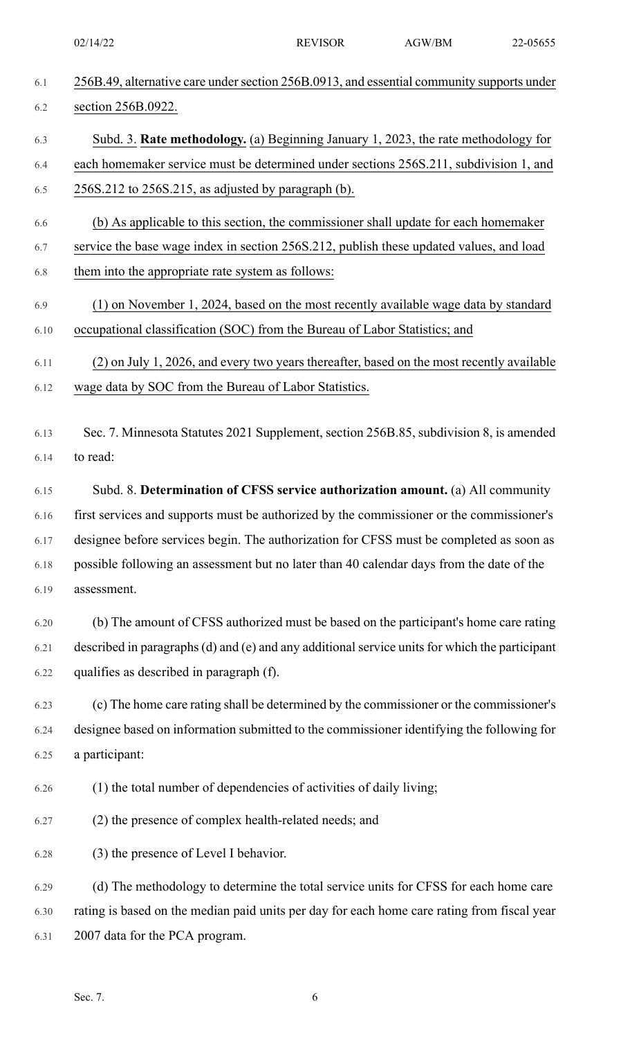256B.49, alternative care under section 256B.0913, and essential community supports under section 256B.0922.

Subd. 3. **Rate methodology.** (a) Beginning January 1, 2023, the rate methodology for each homemaker service must be determined under sections 256S.211, subdivision 1, and 256S.212 to 256S.215, as adjusted by paragraph (b).

(b) As applicable to this section, the commissioner shall update for each homemaker service the base wage index in section 256S.212, publish these updated values, and load them into the appropriate rate system as follows:

(1) on November 1, 2024, based on the most recently available wage data by standard occupational classification (SOC) from the Bureau of Labor Statistics; and

(2) on July 1, 2026, and every two years thereafter, based on the most recently available wage data by SOC from the Bureau of Labor Statistics.

Sec. 7. Minnesota Statutes 2021 Supplement, section 256B.85, subdivision 8, is amended to read:

Subd. 8. **Determination of CFSS service authorization amount.** (a) All community first services and supports must be authorized by the commissioner or the commissioner's designee before services begin. The authorization for CFSS must be completed as soon as possible following an assessment but no later than 40 calendar days from the date of the assessment.

(b) The amount of CFSS authorized must be based on the participant's home care rating described in paragraphs (d) and (e) and any additional service units for which the participant qualifies as described in paragraph (f).

(c) The home care rating shall be determined by the commissioner or the commissioner's designee based on information submitted to the commissioner identifying the following for a participant:

(1) the total number of dependencies of activities of daily living;

(2) the presence of complex health-related needs; and

(3) the presence of Level I behavior.

(d) The methodology to determine the total service units for CFSS for each home care rating is based on the median paid units per day for each home care rating from fiscal year 2007 data for the PCA program.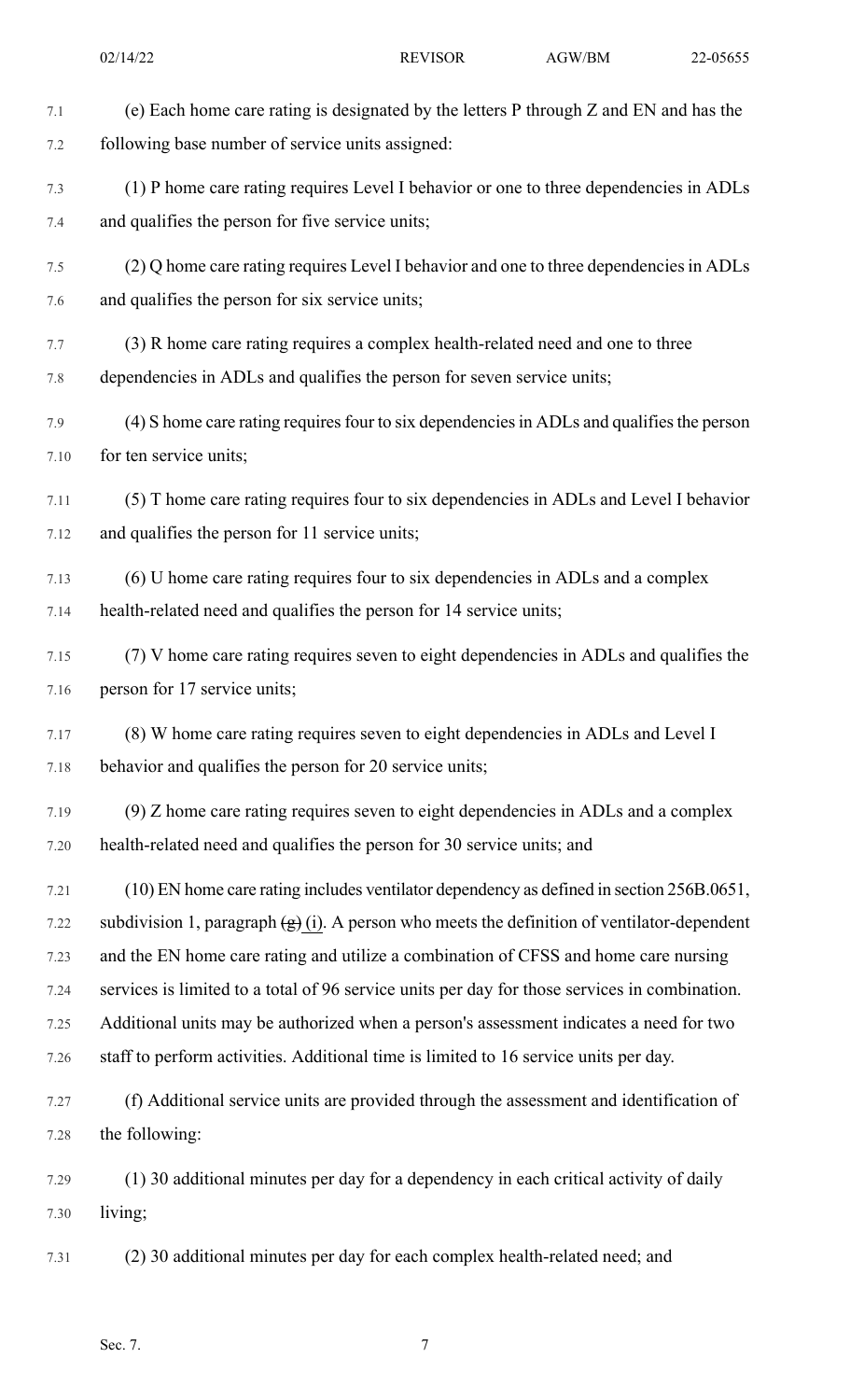(e) Each home care rating is designated by the letters P through Z and EN and has the following base number of service units assigned:

(1) P home care rating requires Level I behavior or one to three dependencies in ADLs and qualifies the person for five service units;

(2) Q home care rating requires Level I behavior and one to three dependencies in ADLs and qualifies the person for six service units;

(3) R home care rating requires a complex health-related need and one to three dependencies in ADLs and qualifies the person for seven service units;

(4) S home care rating requires four to six dependencies in ADLs and qualifies the person for ten service units;

(5) T home care rating requires four to six dependencies in ADLs and Level I behavior and qualifies the person for 11 service units;

(6) U home care rating requires four to six dependencies in ADLs and a complex health-related need and qualifies the person for 14 service units;

(7) V home care rating requires seven to eight dependencies in ADLs and qualifies the person for 17 service units;

(8) W home care rating requires seven to eight dependencies in ADLs and Level I behavior and qualifies the person for 20 service units;

(9) Z home care rating requires seven to eight dependencies in ADLs and a complex health-related need and qualifies the person for 30 service units; and

(10) EN home care rating includes ventilator dependency as defined in section 256B.0651, subdivision 1, paragraph ~~(g)~~ (i). A person who meets the definition of ventilator-dependent and the EN home care rating and utilize a combination of CFSS and home care nursing services is limited to a total of 96 service units per day for those services in combination. Additional units may be authorized when a person's assessment indicates a need for two staff to perform activities. Additional time is limited to 16 service units per day.

(f) Additional service units are provided through the assessment and identification of the following:

(1) 30 additional minutes per day for a dependency in each critical activity of daily living;

(2) 30 additional minutes per day for each complex health-related need; and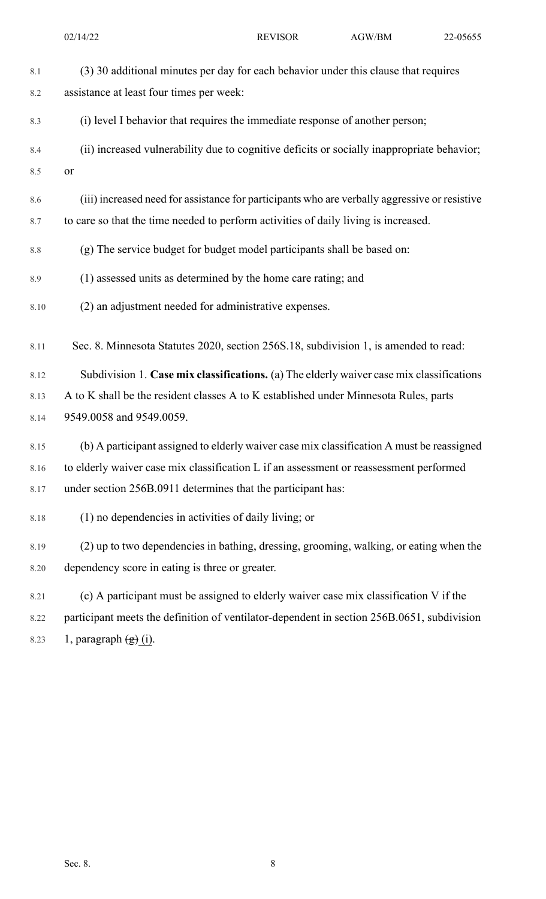(3) 30 additional minutes per day for each behavior under this clause that requires assistance at least four times per week:

(i) level I behavior that requires the immediate response of another person;

(ii) increased vulnerability due to cognitive deficits or socially inappropriate behavior; or

(iii) increased need for assistance for participants who are verbally aggressive or resistive to care so that the time needed to perform activities of daily living is increased.

(g) The service budget for budget model participants shall be based on:

(1) assessed units as determined by the home care rating; and

(2) an adjustment needed for administrative expenses.

Sec. 8. Minnesota Statutes 2020, section 256S.18, subdivision 1, is amended to read:

Subdivision 1. **Case mix classifications.** (a) The elderly waiver case mix classifications A to K shall be the resident classes A to K established under Minnesota Rules, parts 9549.0058 and 9549.0059.

(b) A participant assigned to elderly waiver case mix classification A must be reassigned to elderly waiver case mix classification L if an assessment or reassessment performed under section 256B.0911 determines that the participant has:

(1) no dependencies in activities of daily living; or

(2) up to two dependencies in bathing, dressing, grooming, walking, or eating when the dependency score in eating is three or greater.

(c) A participant must be assigned to elderly waiver case mix classification V if the participant meets the definition of ventilator-dependent in section 256B.0651, subdivision 1, paragraph ~~(g)~~ (i).